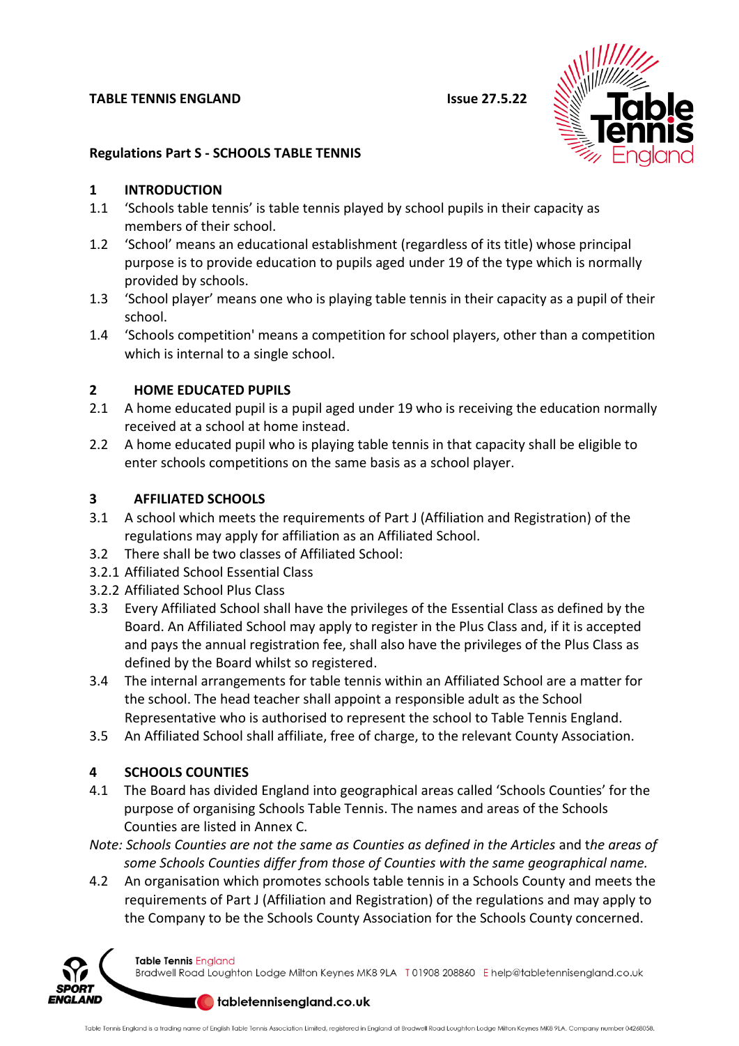**TABLE TENNIS ENGLAND** **Issue 27.5.22**

**Regulations Part S - SCHOOLS TABLE TENNIS**

## 1 INTRODUCTION

1.1 'Schools table tennis' is table tennis played by school pupils in their capacity as members of their school.

1.2 'School' means an educational establishment (regardless of its title) whose principal purpose is to provide education to pupils aged under 19 of the type which is normally provided by schools.

1.3 'School player' means one who is playing table tennis in their capacity as a pupil of their school.

1.4 'Schools competition' means a competition for school players, other than a competition which is internal to a single school.

## 2 HOME EDUCATED PUPILS

2.1 A home educated pupil is a pupil aged under 19 who is receiving the education normally received at a school at home instead.

2.2 A home educated pupil who is playing table tennis in that capacity shall be eligible to enter schools competitions on the same basis as a school player.

## 3 AFFILIATED SCHOOLS

3.1 A school which meets the requirements of Part J (Affiliation and Registration) of the regulations may apply for affiliation as an Affiliated School.

3.2 There shall be two classes of Affiliated School:

3.2.1 Affiliated School Essential Class

3.2.2 Affiliated School Plus Class

3.3 Every Affiliated School shall have the privileges of the Essential Class as defined by the Board. An Affiliated School may apply to register in the Plus Class and, if it is accepted and pays the annual registration fee, shall also have the privileges of the Plus Class as defined by the Board whilst so registered.

3.4 The internal arrangements for table tennis within an Affiliated School are a matter for the school. The head teacher shall appoint a responsible adult as the School Representative who is authorised to represent the school to Table Tennis England.

3.5 An Affiliated School shall affiliate, free of charge, to the relevant County Association.

## 4 SCHOOLS COUNTIES

4.1 The Board has divided England into geographical areas called 'Schools Counties' for the purpose of organising Schools Table Tennis. The names and areas of the Schools Counties are listed in Annex C.

*Note: Schools Counties are not the same as Counties as defined in the Articles* and t*he areas of some Schools Counties differ from those of Counties with the same geographical name.*

4.2 An organisation which promotes schools table tennis in a Schools County and meets the requirements of Part J (Affiliation and Registration) of the regulations and may apply to the Company to be the Schools County Association for the Schools County concerned.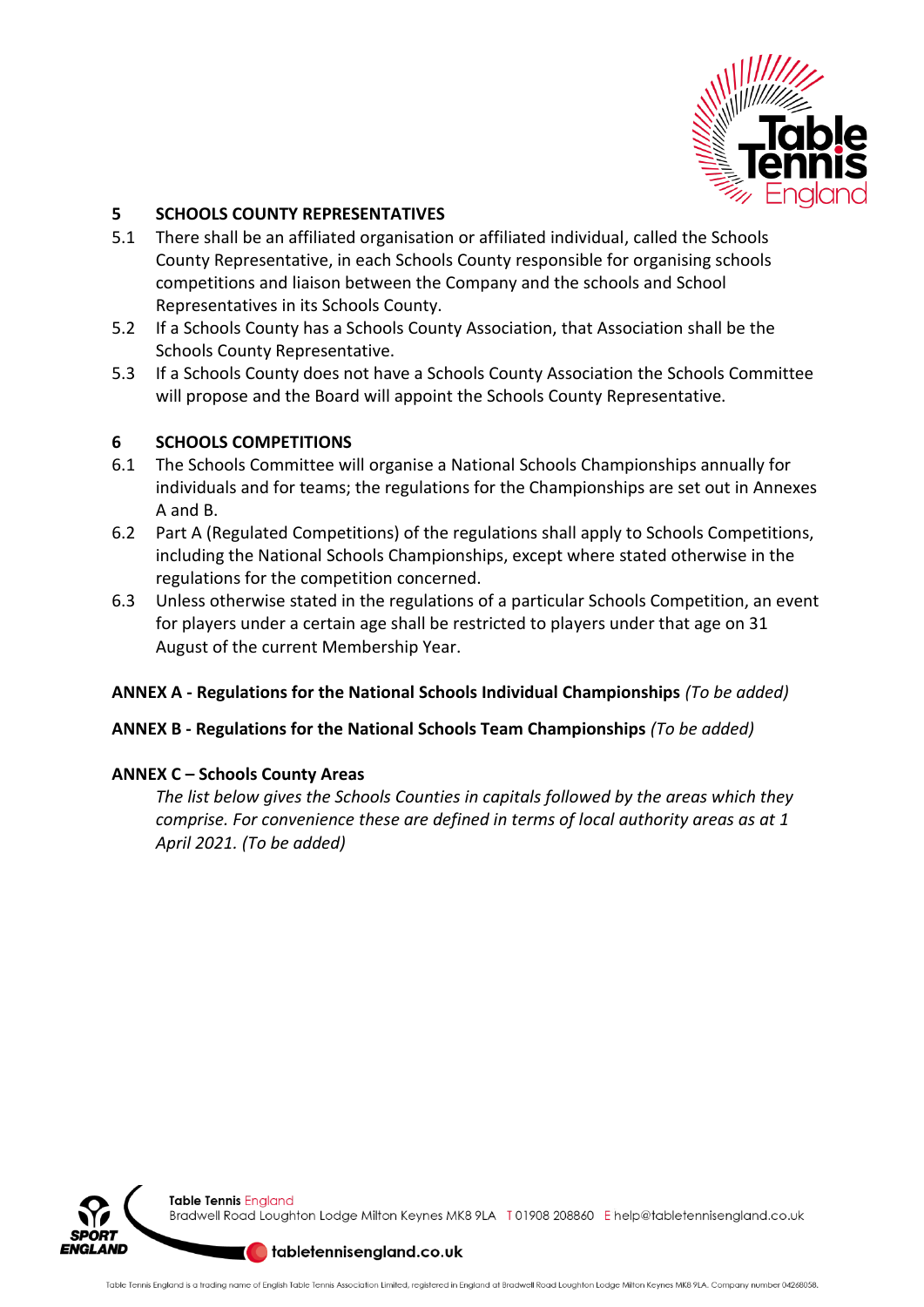## 5 SCHOOLS COUNTY REPRESENTATIVES

5.1 There shall be an affiliated organisation or affiliated individual, called the Schools County Representative, in each Schools County responsible for organising schools competitions and liaison between the Company and the schools and School Representatives in its Schools County.

5.2 If a Schools County has a Schools County Association, that Association shall be the Schools County Representative.

5.3 If a Schools County does not have a Schools County Association the Schools Committee will propose and the Board will appoint the Schools County Representative.

## 6 SCHOOLS COMPETITIONS

6.1 The Schools Committee will organise a National Schools Championships annually for individuals and for teams; the regulations for the Championships are set out in Annexes A and B.

6.2 Part A (Regulated Competitions) of the regulations shall apply to Schools Competitions, including the National Schools Championships, except where stated otherwise in the regulations for the competition concerned.

6.3 Unless otherwise stated in the regulations of a particular Schools Competition, an event for players under a certain age shall be restricted to players under that age on 31 August of the current Membership Year.

**ANNEX A - Regulations for the National Schools Individual Championships** *(To be added)*

**ANNEX B - Regulations for the National Schools Team Championships** *(To be added)*

**ANNEX C – Schools County Areas**

*The list below gives the Schools Counties in capitals followed by the areas which they comprise. For convenience these are defined in terms of local authority areas as at 1 April 2021. (To be added)*